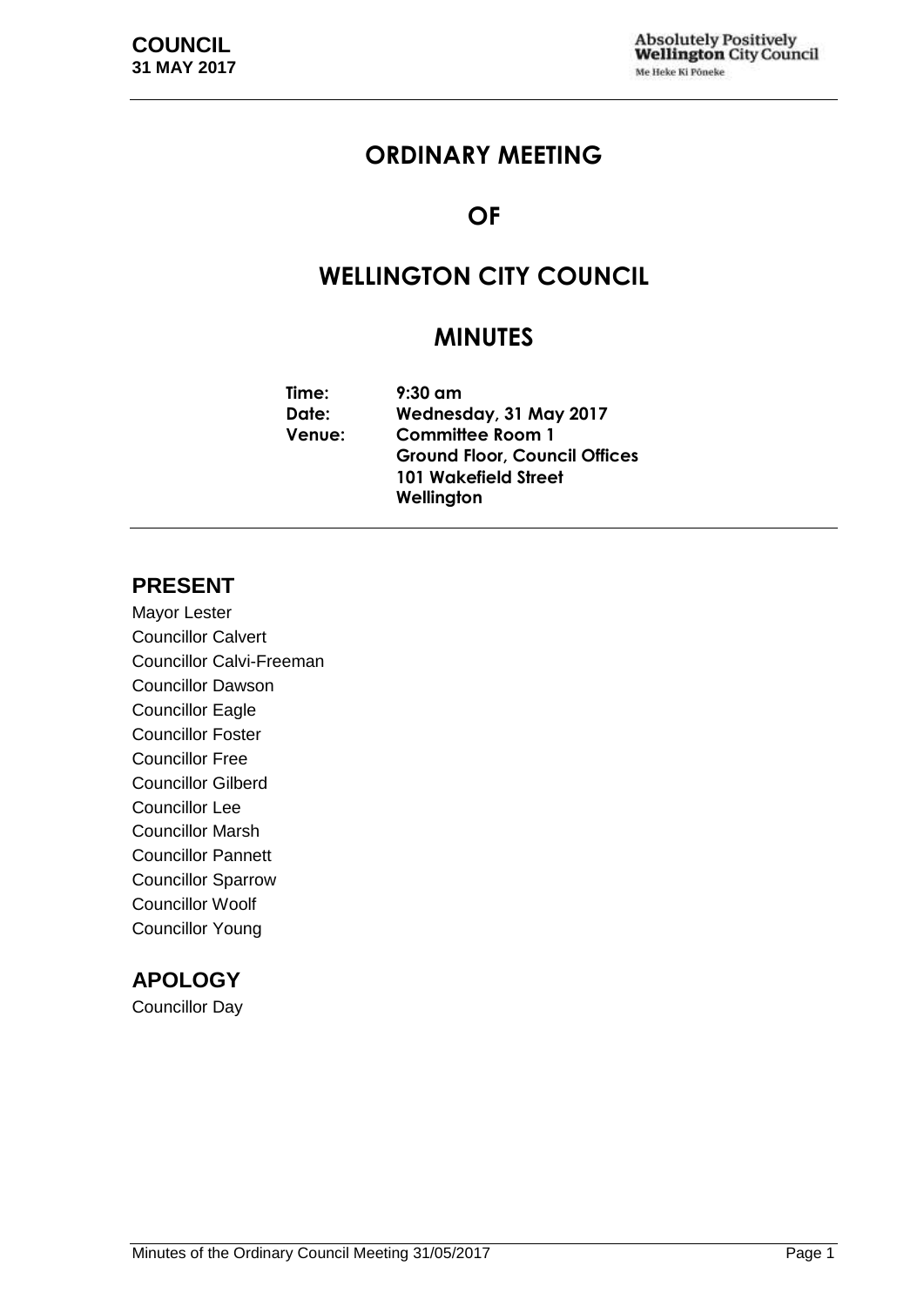# ORDINARY MEETING

# OF

# WELLINGTON CITY COUNCIL

# MINUTES

**Time:** 9:30 am
**Date:** Wednesday, 31 May 2017
**Venue:** Committee Room 1
Ground Floor, Council Offices
101 Wakefield Street
Wellington

## PRESENT

Mayor Lester
Councillor Calvert
Councillor Calvi-Freeman
Councillor Dawson
Councillor Eagle
Councillor Foster
Councillor Free
Councillor Gilberd
Councillor Lee
Councillor Marsh
Councillor Pannett
Councillor Sparrow
Councillor Woolf
Councillor Young

## APOLOGY

Councillor Day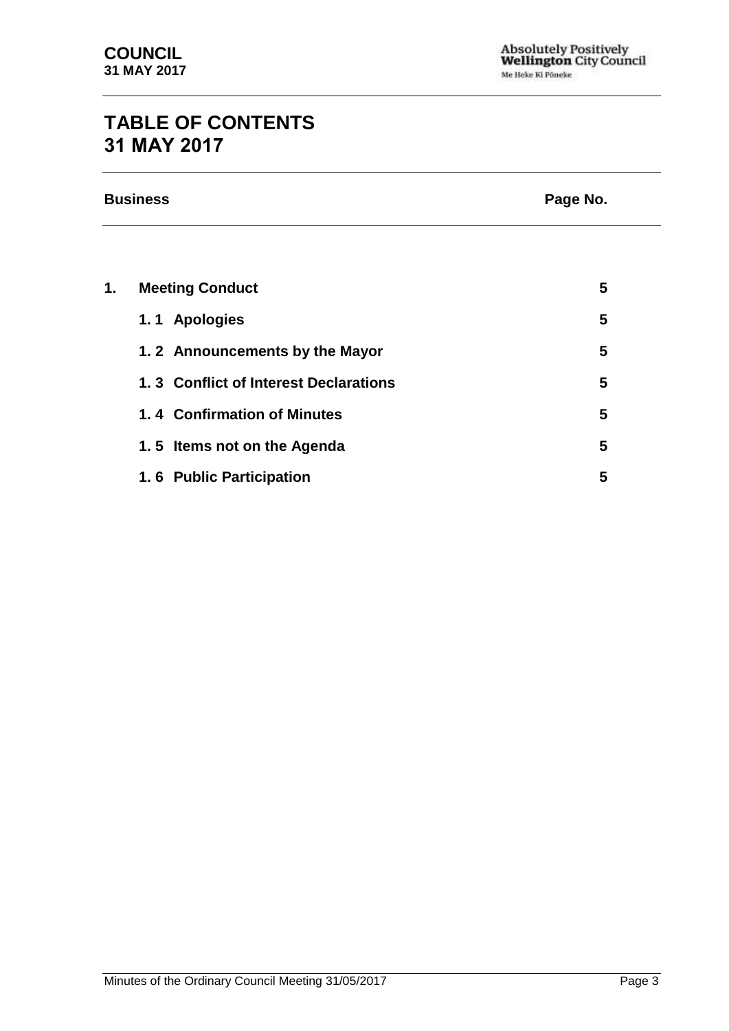# TABLE OF CONTENTS
# 31 MAY 2017

| Business | Page No. |
| --- | --- |
| **1. Meeting Conduct** | **5** |
| **1.1 Apologies** | **5** |
| **1.2 Announcements by the Mayor** | **5** |
| **1.3 Conflict of Interest Declarations** | **5** |
| **1.4 Confirmation of Minutes** | **5** |
| **1.5 Items not on the Agenda** | **5** |
| **1.6 Public Participation** | **5** |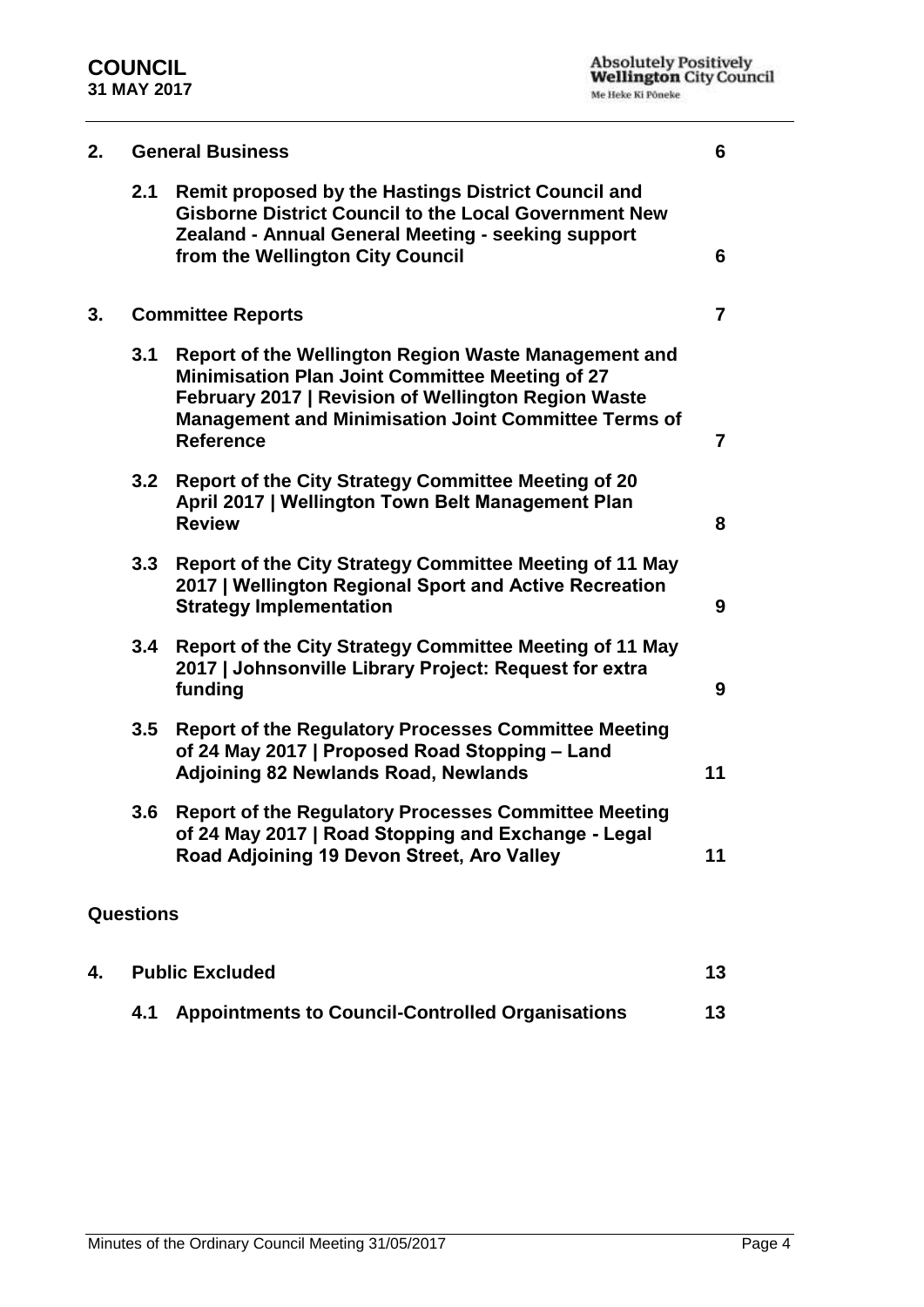| | | | |
|---|---|---|---|
| **2.** | **General Business** | | **6** |
| | **2.1** | **Remit proposed by the Hastings District Council and Gisborne District Council to the Local Government New Zealand - Annual General Meeting - seeking support from the Wellington City Council** | **6** |
| **3.** | **Committee Reports** | | **7** |
| | **3.1** | **Report of the Wellington Region Waste Management and Minimisation Plan Joint Committee Meeting of 27 February 2017 \| Revision of Wellington Region Waste Management and Minimisation Joint Committee Terms of Reference** | **7** |
| | **3.2** | **Report of the City Strategy Committee Meeting of 20 April 2017 \| Wellington Town Belt Management Plan Review** | **8** |
| | **3.3** | **Report of the City Strategy Committee Meeting of 11 May 2017 \| Wellington Regional Sport and Active Recreation Strategy Implementation** | **9** |
| | **3.4** | **Report of the City Strategy Committee Meeting of 11 May 2017 \| Johnsonville Library Project: Request for extra funding** | **9** |
| | **3.5** | **Report of the Regulatory Processes Committee Meeting of 24 May 2017 \| Proposed Road Stopping – Land Adjoining 82 Newlands Road, Newlands** | **11** |
| | **3.6** | **Report of the Regulatory Processes Committee Meeting of 24 May 2017 \| Road Stopping and Exchange - Legal Road Adjoining 19 Devon Street, Aro Valley** | **11** |

**Questions**

| | | | |
|---|---|---|---|
| **4.** | **Public Excluded** | | **13** |
| | **4.1** | **Appointments to Council-Controlled Organisations** | **13** |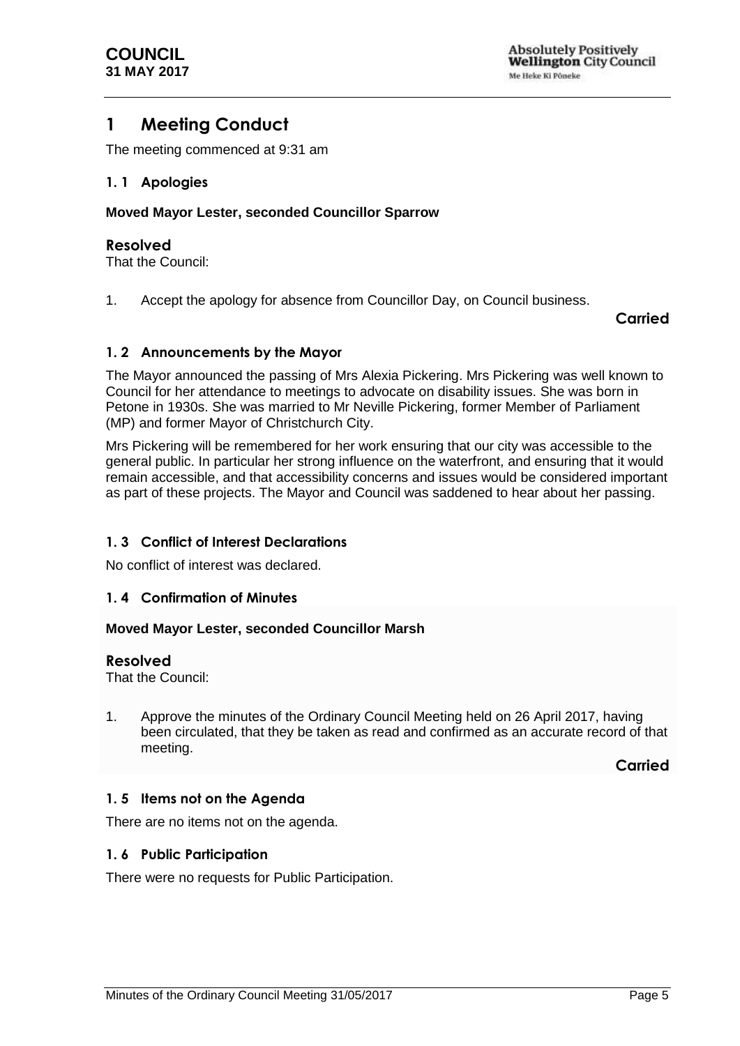# 1 Meeting Conduct

The meeting commenced at 9:31 am

## 1. 1 Apologies

**Moved Mayor Lester, seconded Councillor Sparrow**

### Resolved

That the Council:

1. Accept the apology for absence from Councillor Day, on Council business.

**Carried**

## 1. 2 Announcements by the Mayor

The Mayor announced the passing of Mrs Alexia Pickering. Mrs Pickering was well known to Council for her attendance to meetings to advocate on disability issues. She was born in Petone in 1930s. She was married to Mr Neville Pickering, former Member of Parliament (MP) and former Mayor of Christchurch City.

Mrs Pickering will be remembered for her work ensuring that our city was accessible to the general public. In particular her strong influence on the waterfront, and ensuring that it would remain accessible, and that accessibility concerns and issues would be considered important as part of these projects. The Mayor and Council was saddened to hear about her passing.

## 1. 3 Conflict of Interest Declarations

No conflict of interest was declared.

## 1. 4 Confirmation of Minutes

**Moved Mayor Lester, seconded Councillor Marsh**

### Resolved

That the Council:

1. Approve the minutes of the Ordinary Council Meeting held on 26 April 2017, having been circulated, that they be taken as read and confirmed as an accurate record of that meeting.

**Carried**

## 1. 5 Items not on the Agenda

There are no items not on the agenda.

## 1. 6 Public Participation

There were no requests for Public Participation.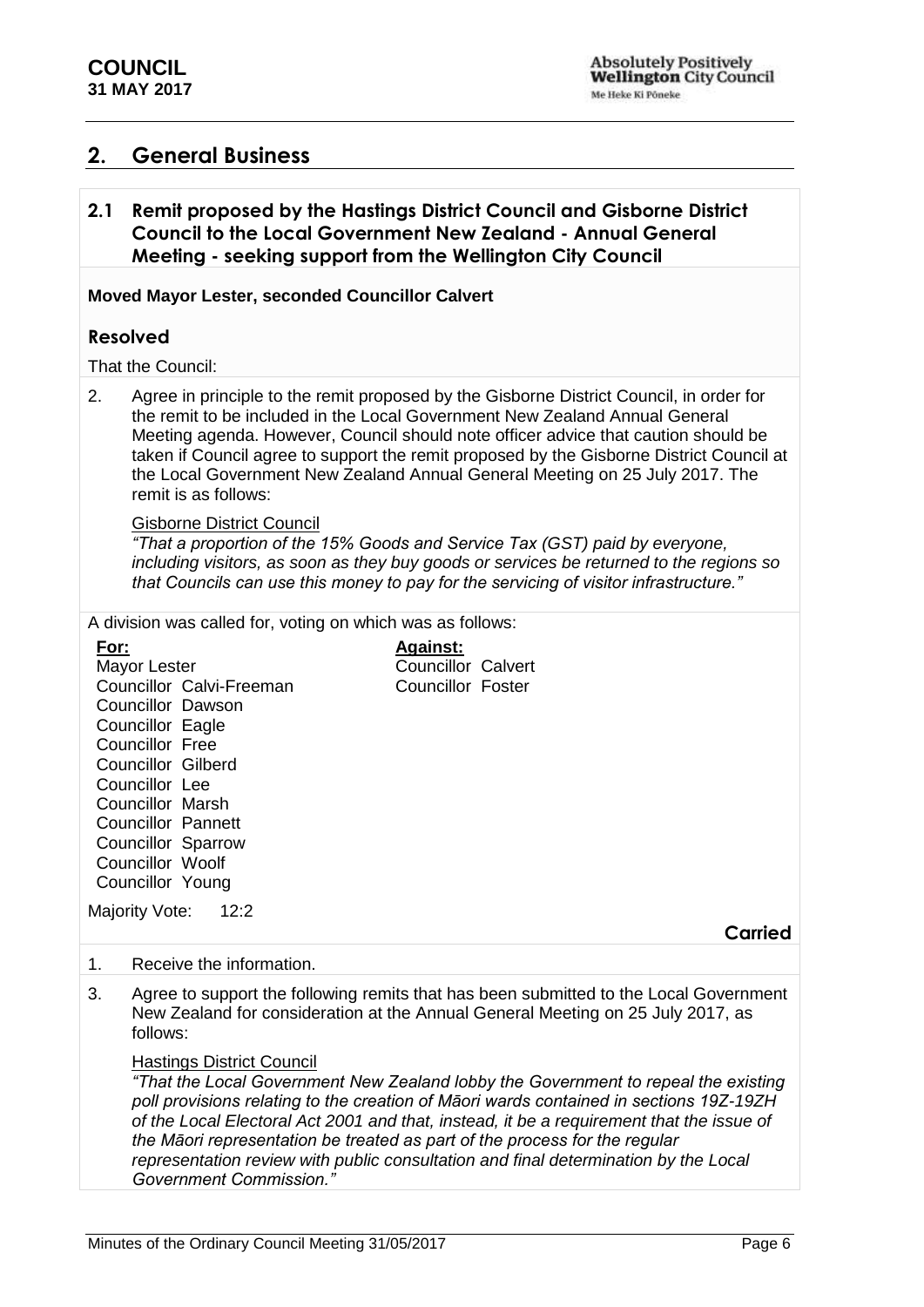## 2. General Business

### 2.1 Remit proposed by the Hastings District Council and Gisborne District Council to the Local Government New Zealand - Annual General Meeting - seeking support from the Wellington City Council

**Moved Mayor Lester, seconded Councillor Calvert**

### Resolved

That the Council:

2. Agree in principle to the remit proposed by the Gisborne District Council, in order for the remit to be included in the Local Government New Zealand Annual General Meeting agenda. However, Council should note officer advice that caution should be taken if Council agree to support the remit proposed by the Gisborne District Council at the Local Government New Zealand Annual General Meeting on 25 July 2017. The remit is as follows:

   Gisborne District Council
   *"That a proportion of the 15% Goods and Service Tax (GST) paid by everyone, including visitors, as soon as they buy goods or services be returned to the regions so that Councils can use this money to pay for the servicing of visitor infrastructure."*

A division was called for, voting on which was as follows:

| **For:** | **Against:** |
|---|---|
| Mayor Lester | Councillor Calvert |
| Councillor Calvi-Freeman | Councillor Foster |
| Councillor Dawson | |
| Councillor Eagle | |
| Councillor Free | |
| Councillor Gilberd | |
| Councillor Lee | |
| Councillor Marsh | |
| Councillor Pannett | |
| Councillor Sparrow | |
| Councillor Woolf | |
| Councillor Young | |

Majority Vote: 12:2

**Carried**

1. Receive the information.

3. Agree to support the following remits that has been submitted to the Local Government New Zealand for consideration at the Annual General Meeting on 25 July 2017, as follows:

   Hastings District Council
   *"That the Local Government New Zealand lobby the Government to repeal the existing poll provisions relating to the creation of Māori wards contained in sections 19Z-19ZH of the Local Electoral Act 2001 and that, instead, it be a requirement that the issue of the Māori representation be treated as part of the process for the regular representation review with public consultation and final determination by the Local Government Commission."*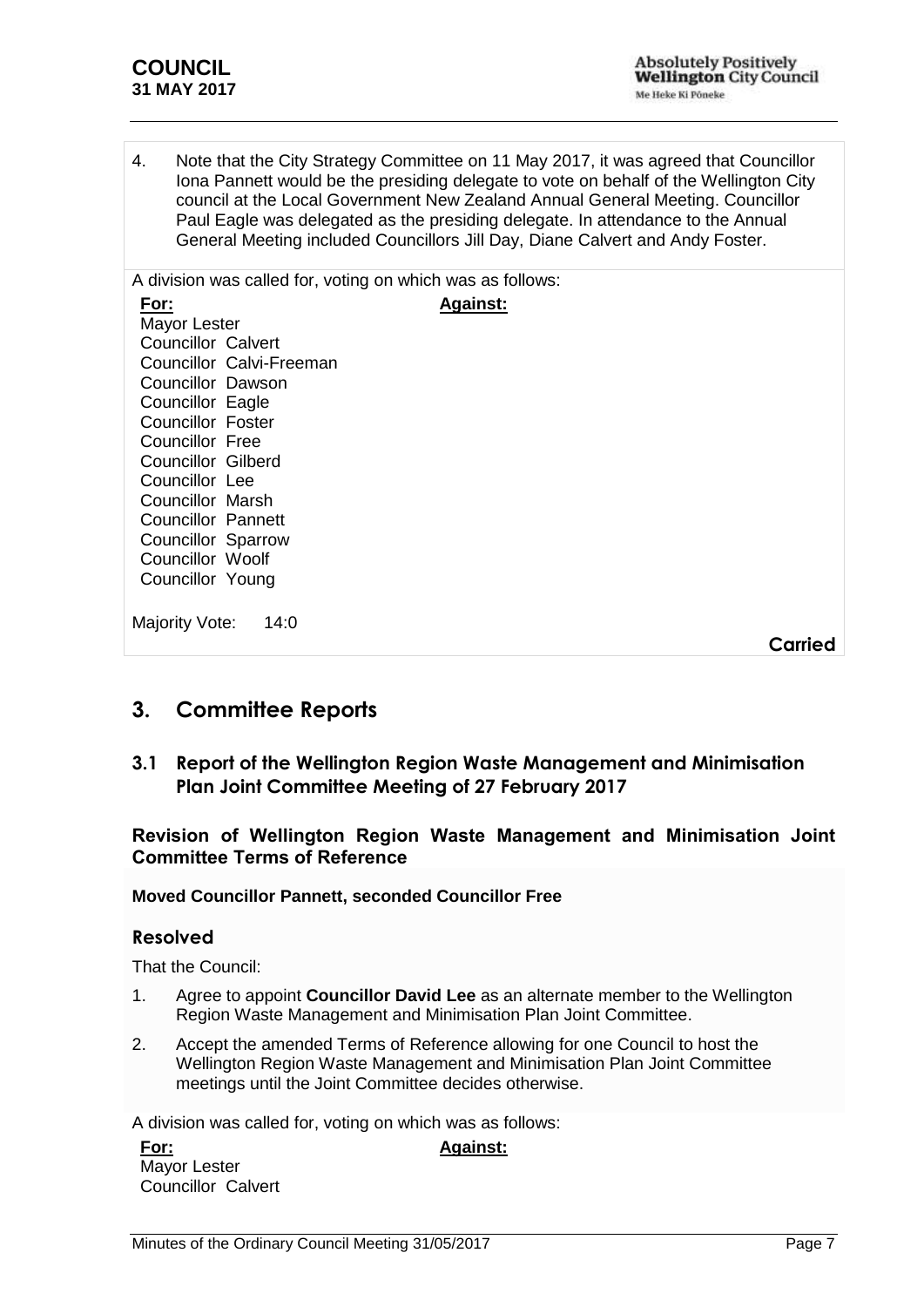4. Note that the City Strategy Committee on 11 May 2017, it was agreed that Councillor Iona Pannett would be the presiding delegate to vote on behalf of the Wellington City council at the Local Government New Zealand Annual General Meeting. Councillor Paul Eagle was delegated as the presiding delegate. In attendance to the Annual General Meeting included Councillors Jill Day, Diane Calvert and Andy Foster.

A division was called for, voting on which was as follows:

| **For:** | **Against:** |
|---|---|
| Mayor Lester | |
| Councillor Calvert | |
| Councillor Calvi-Freeman | |
| Councillor Dawson | |
| Councillor Eagle | |
| Councillor Foster | |
| Councillor Free | |
| Councillor Gilberd | |
| Councillor Lee | |
| Councillor Marsh | |
| Councillor Pannett | |
| Councillor Sparrow | |
| Councillor Woolf | |
| Councillor Young | |

Majority Vote: 14:0

**Carried**

## 3. Committee Reports

### 3.1 Report of the Wellington Region Waste Management and Minimisation Plan Joint Committee Meeting of 27 February 2017

**Revision of Wellington Region Waste Management and Minimisation Joint Committee Terms of Reference**

**Moved Councillor Pannett, seconded Councillor Free**

#### Resolved

That the Council:

1. Agree to appoint **Councillor David Lee** as an alternate member to the Wellington Region Waste Management and Minimisation Plan Joint Committee.
2. Accept the amended Terms of Reference allowing for one Council to host the Wellington Region Waste Management and Minimisation Plan Joint Committee meetings until the Joint Committee decides otherwise.

A division was called for, voting on which was as follows:

| **For:** | **Against:** |
|---|---|
| Mayor Lester | |
| Councillor Calvert | |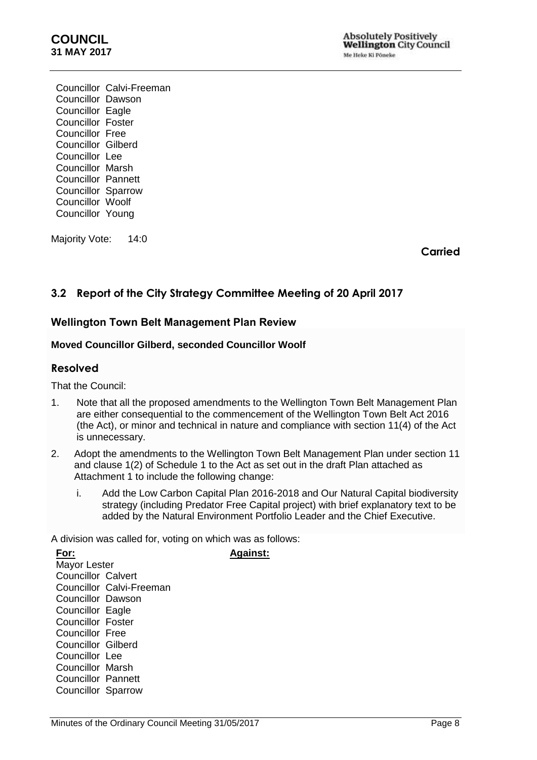Councillor Calvi-Freeman
Councillor Dawson
Councillor Eagle
Councillor Foster
Councillor Free
Councillor Gilberd
Councillor Lee
Councillor Marsh
Councillor Pannett
Councillor Sparrow
Councillor Woolf
Councillor Young

Majority Vote: 14:0

**Carried**

## 3.2 Report of the City Strategy Committee Meeting of 20 April 2017

### Wellington Town Belt Management Plan Review

**Moved Councillor Gilberd, seconded Councillor Woolf**

### Resolved

That the Council:

1. Note that all the proposed amendments to the Wellington Town Belt Management Plan are either consequential to the commencement of the Wellington Town Belt Act 2016 (the Act), or minor and technical in nature and compliance with section 11(4) of the Act is unnecessary.
2. Adopt the amendments to the Wellington Town Belt Management Plan under section 11 and clause 1(2) of Schedule 1 to the Act as set out in the draft Plan attached as Attachment 1 to include the following change:
   i. Add the Low Carbon Capital Plan 2016-2018 and Our Natural Capital biodiversity strategy (including Predator Free Capital project) with brief explanatory text to be added by the Natural Environment Portfolio Leader and the Chief Executive.

A division was called for, voting on which was as follows:

| **For:** | **Against:** |
|---|---|
| Mayor Lester | |
| Councillor Calvert | |
| Councillor Calvi-Freeman | |
| Councillor Dawson | |
| Councillor Eagle | |
| Councillor Foster | |
| Councillor Free | |
| Councillor Gilberd | |
| Councillor Lee | |
| Councillor Marsh | |
| Councillor Pannett | |
| Councillor Sparrow | |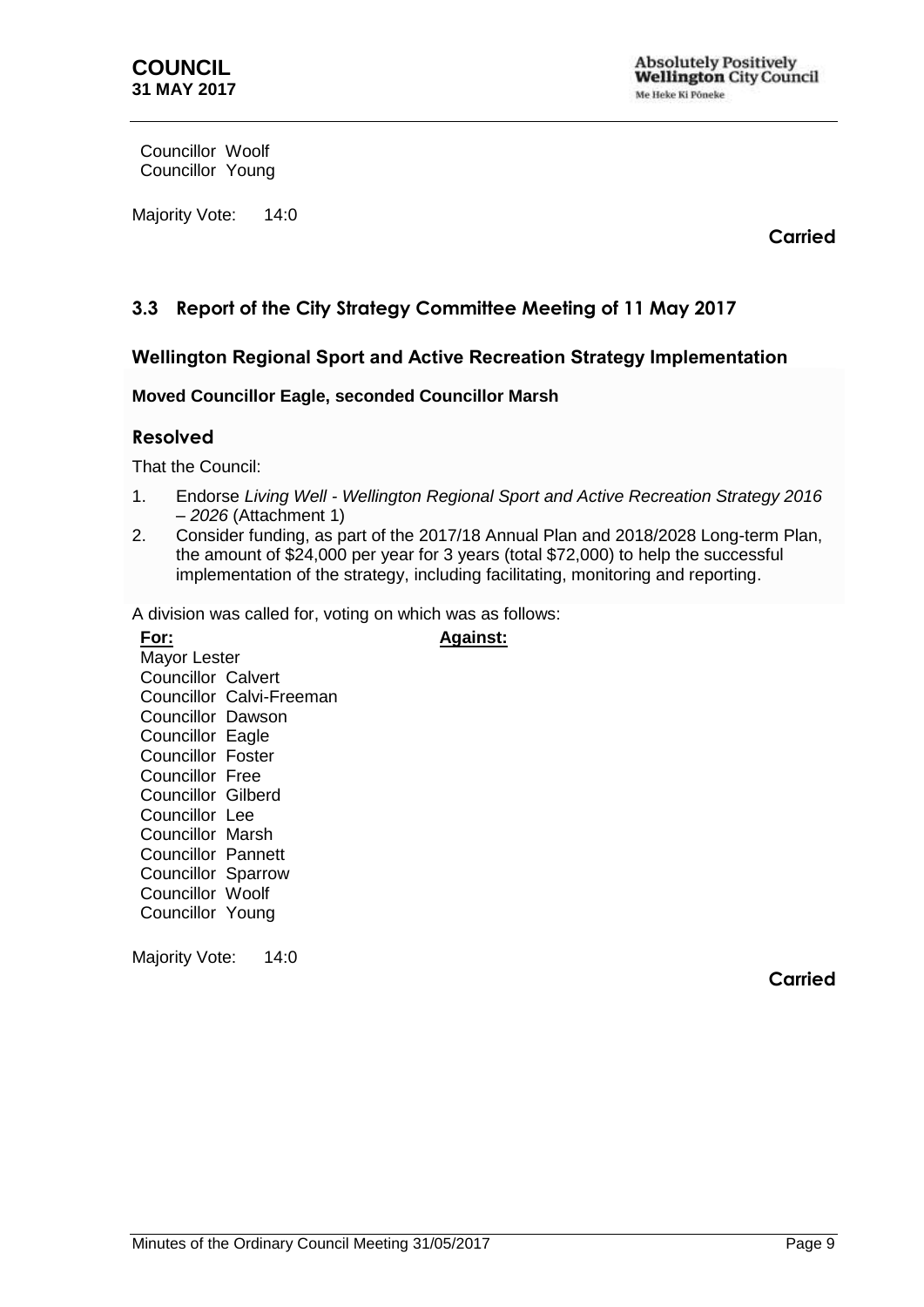Councillor Woolf
Councillor Young

Majority Vote: 14:0

**Carried**

## 3.3 Report of the City Strategy Committee Meeting of 11 May 2017

### Wellington Regional Sport and Active Recreation Strategy Implementation

**Moved Councillor Eagle, seconded Councillor Marsh**

### Resolved

That the Council:

1. Endorse *Living Well - Wellington Regional Sport and Active Recreation Strategy 2016 – 2026* (Attachment 1)
2. Consider funding, as part of the 2017/18 Annual Plan and 2018/2028 Long-term Plan, the amount of $24,000 per year for 3 years (total $72,000) to help the successful implementation of the strategy, including facilitating, monitoring and reporting.

A division was called for, voting on which was as follows:

| **For:** | **Against:** |
| --- | --- |
| Mayor Lester | |
| Councillor Calvert | |
| Councillor Calvi-Freeman | |
| Councillor Dawson | |
| Councillor Eagle | |
| Councillor Foster | |
| Councillor Free | |
| Councillor Gilberd | |
| Councillor Lee | |
| Councillor Marsh | |
| Councillor Pannett | |
| Councillor Sparrow | |
| Councillor Woolf | |
| Councillor Young | |

Majority Vote: 14:0

**Carried**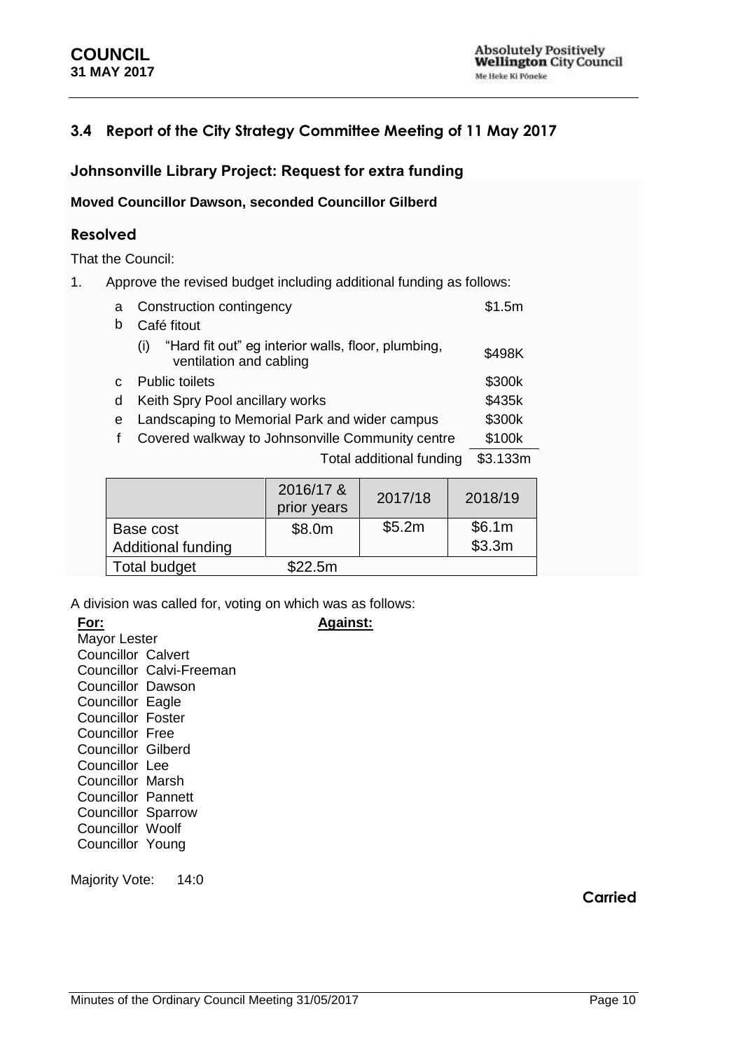## 3.4 Report of the City Strategy Committee Meeting of 11 May 2017

### Johnsonville Library Project: Request for extra funding

**Moved Councillor Dawson, seconded Councillor Gilberd**

### Resolved

That the Council:

1. Approve the revised budget including additional funding as follows:

| | | |
|---|---|---|
| a | Construction contingency | \$1.5m |
| b | Café fitout | |
| | (i) "Hard fit out" eg interior walls, floor, plumbing, ventilation and cabling | \$498K |
| c | Public toilets | \$300k |
| d | Keith Spry Pool ancillary works | \$435k |
| e | Landscaping to Memorial Park and wider campus | \$300k |
| f | Covered walkway to Johnsonville Community centre | \$100k |
| | Total additional funding | \$3.133m |

| | 2016/17 & prior years | 2017/18 | 2018/19 |
|---|---|---|---|
| Base cost<br>Additional funding | \$8.0m | \$5.2m | \$6.1m<br>\$3.3m |
| Total budget | \$22.5m | | |

A division was called for, voting on which was as follows:

| **For:** | **Against:** |
|---|---|
| Mayor Lester | |
| Councillor Calvert | |
| Councillor Calvi-Freeman | |
| Councillor Dawson | |
| Councillor Eagle | |
| Councillor Foster | |
| Councillor Free | |
| Councillor Gilberd | |
| Councillor Lee | |
| Councillor Marsh | |
| Councillor Pannett | |
| Councillor Sparrow | |
| Councillor Woolf | |
| Councillor Young | |

Majority Vote: 14:0

**Carried**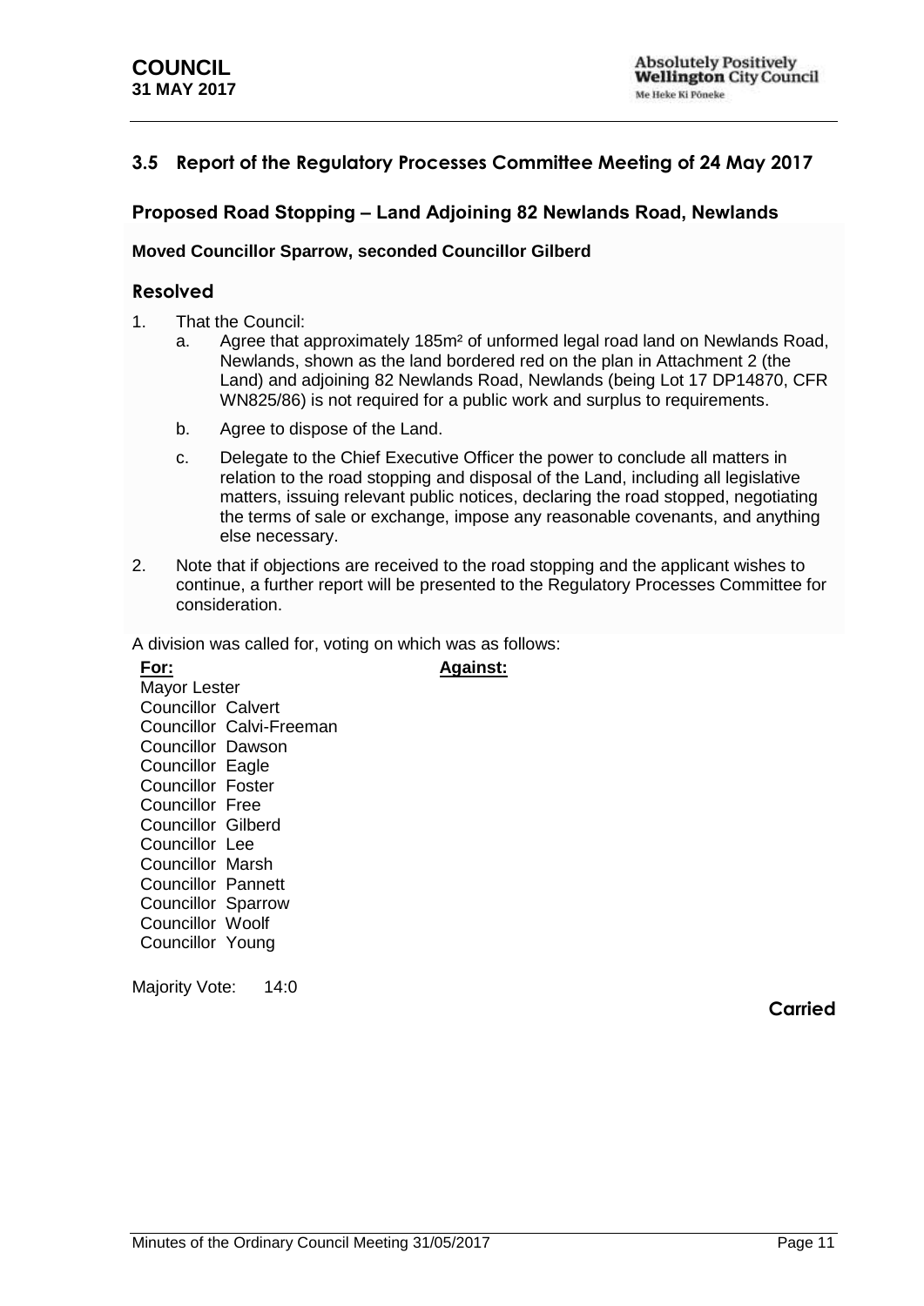## 3.5 Report of the Regulatory Processes Committee Meeting of 24 May 2017

### Proposed Road Stopping – Land Adjoining 82 Newlands Road, Newlands

**Moved Councillor Sparrow, seconded Councillor Gilberd**

### Resolved

1. That the Council:
   a. Agree that approximately 185m² of unformed legal road land on Newlands Road, Newlands, shown as the land bordered red on the plan in Attachment 2 (the Land) and adjoining 82 Newlands Road, Newlands (being Lot 17 DP14870, CFR WN825/86) is not required for a public work and surplus to requirements.

   b. Agree to dispose of the Land.

   c. Delegate to the Chief Executive Officer the power to conclude all matters in relation to the road stopping and disposal of the Land, including all legislative matters, issuing relevant public notices, declaring the road stopped, negotiating the terms of sale or exchange, impose any reasonable covenants, and anything else necessary.

2. Note that if objections are received to the road stopping and the applicant wishes to continue, a further report will be presented to the Regulatory Processes Committee for consideration.

A division was called for, voting on which was as follows:

| **For:** | **Against:** |
|---|---|
| Mayor Lester | |
| Councillor Calvert | |
| Councillor Calvi-Freeman | |
| Councillor Dawson | |
| Councillor Eagle | |
| Councillor Foster | |
| Councillor Free | |
| Councillor Gilberd | |
| Councillor Lee | |
| Councillor Marsh | |
| Councillor Pannett | |
| Councillor Sparrow | |
| Councillor Woolf | |
| Councillor Young | |

Majority Vote: 14:0

**Carried**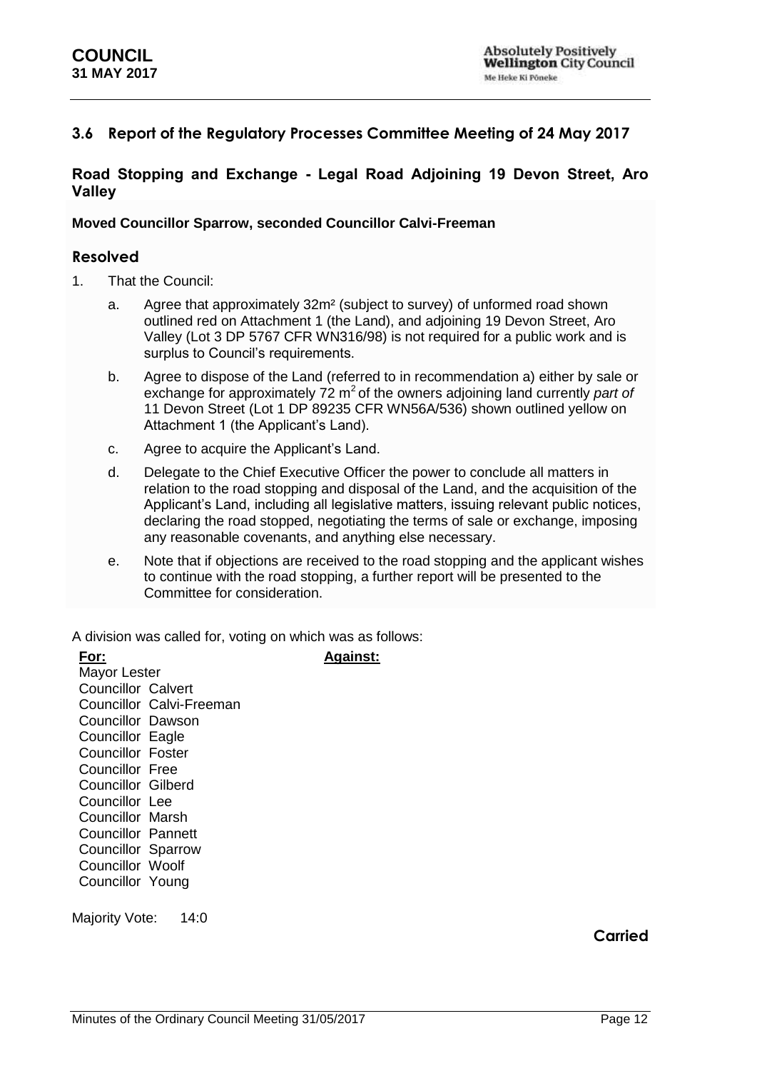## 3.6 Report of the Regulatory Processes Committee Meeting of 24 May 2017

### Road Stopping and Exchange - Legal Road Adjoining 19 Devon Street, Aro Valley

**Moved Councillor Sparrow, seconded Councillor Calvi-Freeman**

### Resolved

1. That the Council:

   a. Agree that approximately 32m² (subject to survey) of unformed road shown outlined red on Attachment 1 (the Land), and adjoining 19 Devon Street, Aro Valley (Lot 3 DP 5767 CFR WN316/98) is not required for a public work and is surplus to Council's requirements.

   b. Agree to dispose of the Land (referred to in recommendation a) either by sale or exchange for approximately 72 $m^2$ of the owners adjoining land currently *part of* 11 Devon Street (Lot 1 DP 89235 CFR WN56A/536) shown outlined yellow on Attachment 1 (the Applicant's Land).

   c. Agree to acquire the Applicant's Land.

   d. Delegate to the Chief Executive Officer the power to conclude all matters in relation to the road stopping and disposal of the Land, and the acquisition of the Applicant's Land, including all legislative matters, issuing relevant public notices, declaring the road stopped, negotiating the terms of sale or exchange, imposing any reasonable covenants, and anything else necessary.

   e. Note that if objections are received to the road stopping and the applicant wishes to continue with the road stopping, a further report will be presented to the Committee for consideration.

A division was called for, voting on which was as follows:

| **For:** | **Against:** |
|---|---|
| Mayor Lester | |
| Councillor Calvert | |
| Councillor Calvi-Freeman | |
| Councillor Dawson | |
| Councillor Eagle | |
| Councillor Foster | |
| Councillor Free | |
| Councillor Gilberd | |
| Councillor Lee | |
| Councillor Marsh | |
| Councillor Pannett | |
| Councillor Sparrow | |
| Councillor Woolf | |
| Councillor Young | |

Majority Vote: 14:0

**Carried**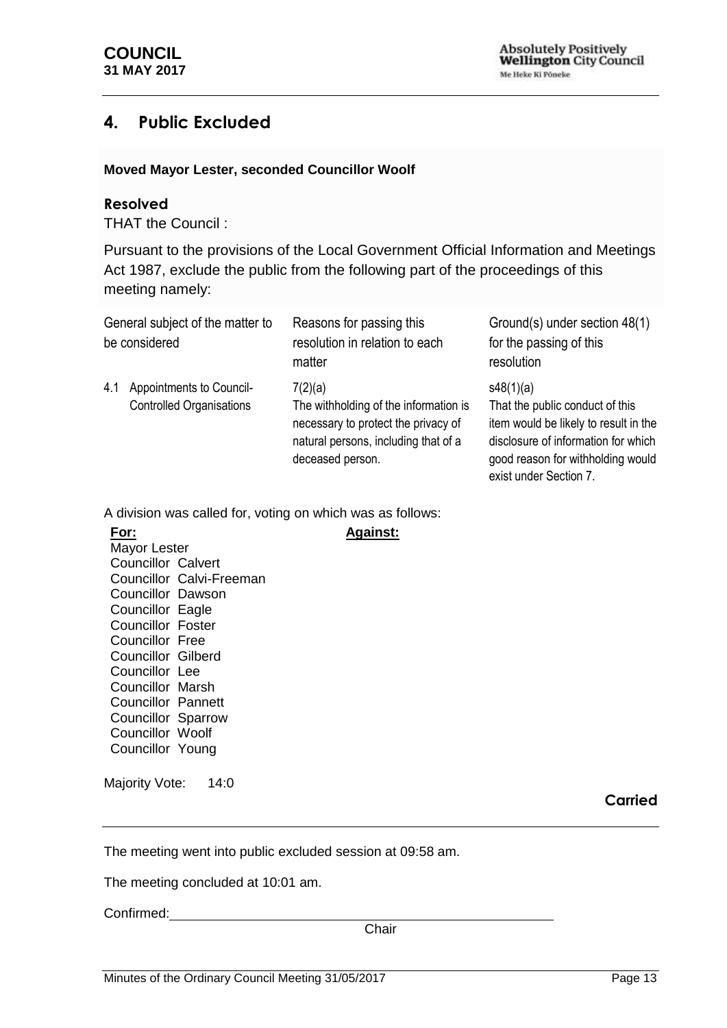## 4. Public Excluded

**Moved Mayor Lester, seconded Councillor Woolf**

### Resolved

THAT the Council :

Pursuant to the provisions of the Local Government Official Information and Meetings Act 1987, exclude the public from the following part of the proceedings of this meeting namely:

| General subject of the matter to be considered | Reasons for passing this resolution in relation to each matter | Ground(s) under section 48(1) for the passing of this resolution |
|---|---|---|
| 4.1 Appointments to Council-Controlled Organisations | 7(2)(a) The withholding of the information is necessary to protect the privacy of natural persons, including that of a deceased person. | s48(1)(a) That the public conduct of this item would be likely to result in the disclosure of information for which good reason for withholding would exist under Section 7. |

A division was called for, voting on which was as follows:

| **For:** | **Against:** |
|---|---|
| Mayor Lester | |
| Councillor Calvert | |
| Councillor Calvi-Freeman | |
| Councillor Dawson | |
| Councillor Eagle | |
| Councillor Foster | |
| Councillor Free | |
| Councillor Gilberd | |
| Councillor Lee | |
| Councillor Marsh | |
| Councillor Pannett | |
| Councillor Sparrow | |
| Councillor Woolf | |
| Councillor Young | |

Majority Vote: 14:0

**Carried**

---

The meeting went into public excluded session at 09:58 am.

The meeting concluded at 10:01 am.

Confirmed: ____________________________________

Chair